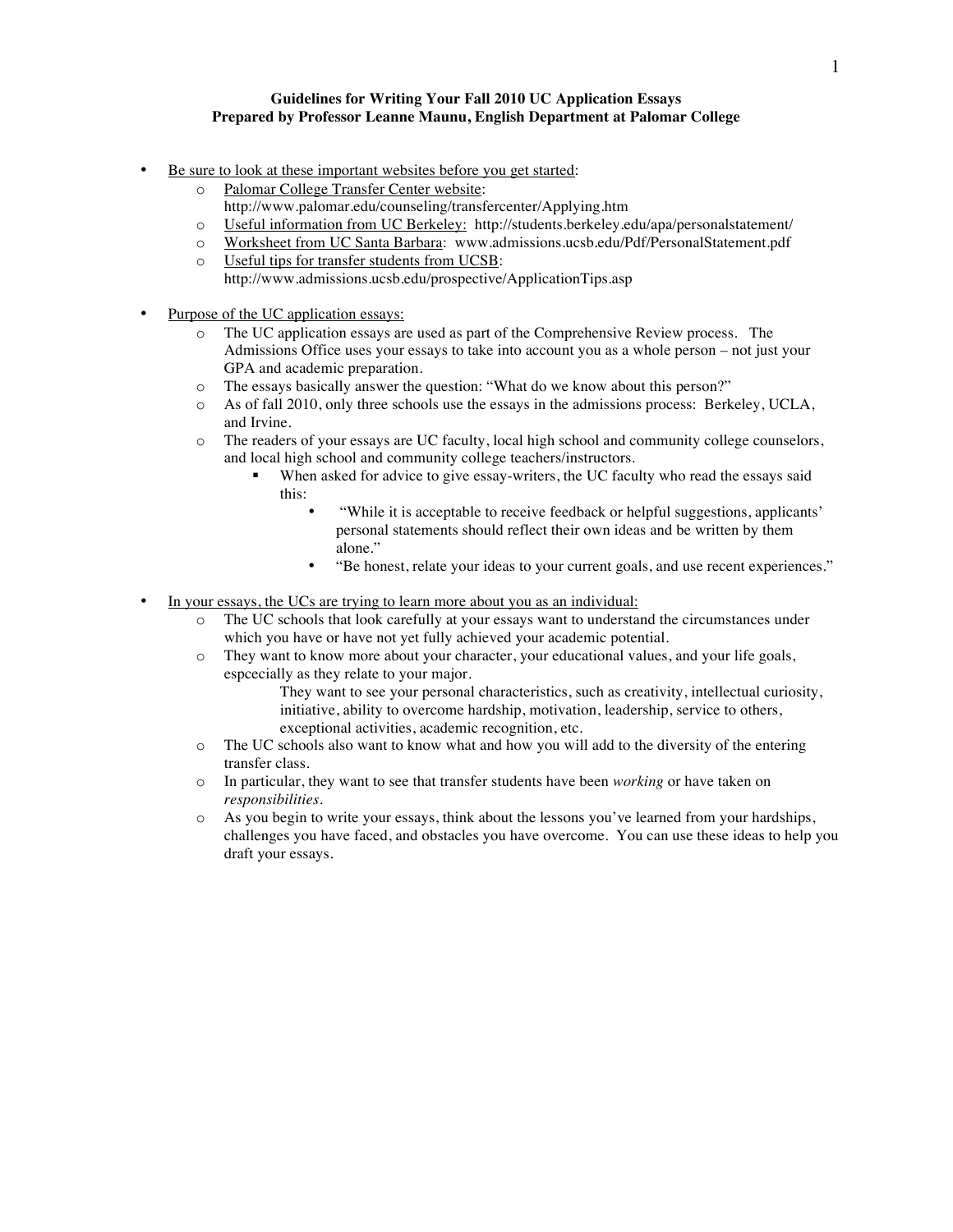**Guidelines for Writing Your Fall 2010 UC Application Essays**
**Prepared by Professor Leanne Maunu, English Department at Palomar College**

- Be sure to look at these important websites before you get started:
  - Palomar College Transfer Center website: http://www.palomar.edu/counseling/transfercenter/Applying.htm
  - Useful information from UC Berkeley: http://students.berkeley.edu/apa/personalstatement/
  - Worksheet from UC Santa Barbara: www.admissions.ucsb.edu/Pdf/PersonalStatement.pdf
  - Useful tips for transfer students from UCSB: http://www.admissions.ucsb.edu/prospective/ApplicationTips.asp

- Purpose of the UC application essays:
  - The UC application essays are used as part of the Comprehensive Review process. The Admissions Office uses your essays to take into account you as a whole person – not just your GPA and academic preparation.
  - The essays basically answer the question: "What do we know about this person?"
  - As of fall 2010, only three schools use the essays in the admissions process: Berkeley, UCLA, and Irvine.
  - The readers of your essays are UC faculty, local high school and community college counselors, and local high school and community college teachers/instructors.
    - When asked for advice to give essay-writers, the UC faculty who read the essays said this:
      - "While it is acceptable to receive feedback or helpful suggestions, applicants' personal statements should reflect their own ideas and be written by them alone."
      - "Be honest, relate your ideas to your current goals, and use recent experiences."

- In your essays, the UCs are trying to learn more about you as an individual:
  - The UC schools that look carefully at your essays want to understand the circumstances under which you have or have not yet fully achieved your academic potential.
  - They want to know more about your character, your educational values, and your life goals, espcecially as they relate to your major.

    They want to see your personal characteristics, such as creativity, intellectual curiosity, initiative, ability to overcome hardship, motivation, leadership, service to others, exceptional activities, academic recognition, etc.
  - The UC schools also want to know what and how you will add to the diversity of the entering transfer class.
  - In particular, they want to see that transfer students have been *working* or have taken on *responsibilities*.
  - As you begin to write your essays, think about the lessons you've learned from your hardships, challenges you have faced, and obstacles you have overcome. You can use these ideas to help you draft your essays.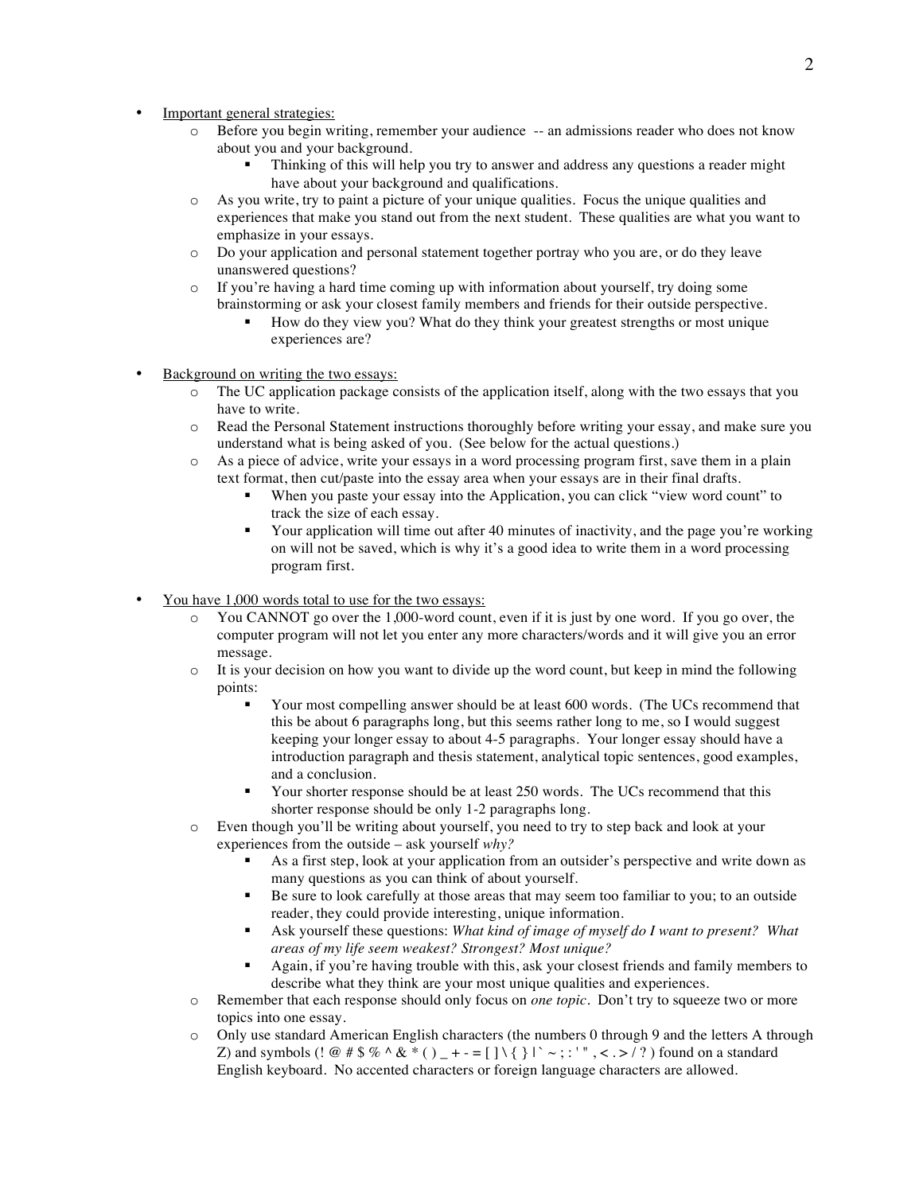- <u>Important general strategies:</u>
  - Before you begin writing, remember your audience -- an admissions reader who does not know about you and your background.
    - Thinking of this will help you try to answer and address any questions a reader might have about your background and qualifications.
  - As you write, try to paint a picture of your unique qualities. Focus the unique qualities and experiences that make you stand out from the next student. These qualities are what you want to emphasize in your essays.
  - Do your application and personal statement together portray who you are, or do they leave unanswered questions?
  - If you're having a hard time coming up with information about yourself, try doing some brainstorming or ask your closest family members and friends for their outside perspective.
    - How do they view you? What do they think your greatest strengths or most unique experiences are?

- <u>Background on writing the two essays:</u>
  - The UC application package consists of the application itself, along with the two essays that you have to write.
  - Read the Personal Statement instructions thoroughly before writing your essay, and make sure you understand what is being asked of you. (See below for the actual questions.)
  - As a piece of advice, write your essays in a word processing program first, save them in a plain text format, then cut/paste into the essay area when your essays are in their final drafts.
    - When you paste your essay into the Application, you can click "view word count" to track the size of each essay.
    - Your application will time out after 40 minutes of inactivity, and the page you're working on will not be saved, which is why it's a good idea to write them in a word processing program first.

- <u>You have 1,000 words total to use for the two essays:</u>
  - You CANNOT go over the 1,000-word count, even if it is just by one word. If you go over, the computer program will not let you enter any more characters/words and it will give you an error message.
  - It is your decision on how you want to divide up the word count, but keep in mind the following points:
    - Your most compelling answer should be at least 600 words. (The UCs recommend that this be about 6 paragraphs long, but this seems rather long to me, so I would suggest keeping your longer essay to about 4-5 paragraphs. Your longer essay should have a introduction paragraph and thesis statement, analytical topic sentences, good examples, and a conclusion.
    - Your shorter response should be at least 250 words. The UCs recommend that this shorter response should be only 1-2 paragraphs long.
  - Even though you'll be writing about yourself, you need to try to step back and look at your experiences from the outside – ask yourself *why?*
    - As a first step, look at your application from an outsider's perspective and write down as many questions as you can think of about yourself.
    - Be sure to look carefully at those areas that may seem too familiar to you; to an outside reader, they could provide interesting, unique information.
    - Ask yourself these questions: *What kind of image of myself do I want to present? What areas of my life seem weakest? Strongest? Most unique?*
    - Again, if you're having trouble with this, ask your closest friends and family members to describe what they think are your most unique qualities and experiences.
  - Remember that each response should only focus on *one topic*. Don't try to squeeze two or more topics into one essay.
  - Only use standard American English characters (the numbers 0 through 9 and the letters A through Z) and symbols (! @ # $ % ^ & * ( ) _ + - = [ ] \ { } | ` ~ ; : ' " , < . > / ? ) found on a standard English keyboard. No accented characters or foreign language characters are allowed.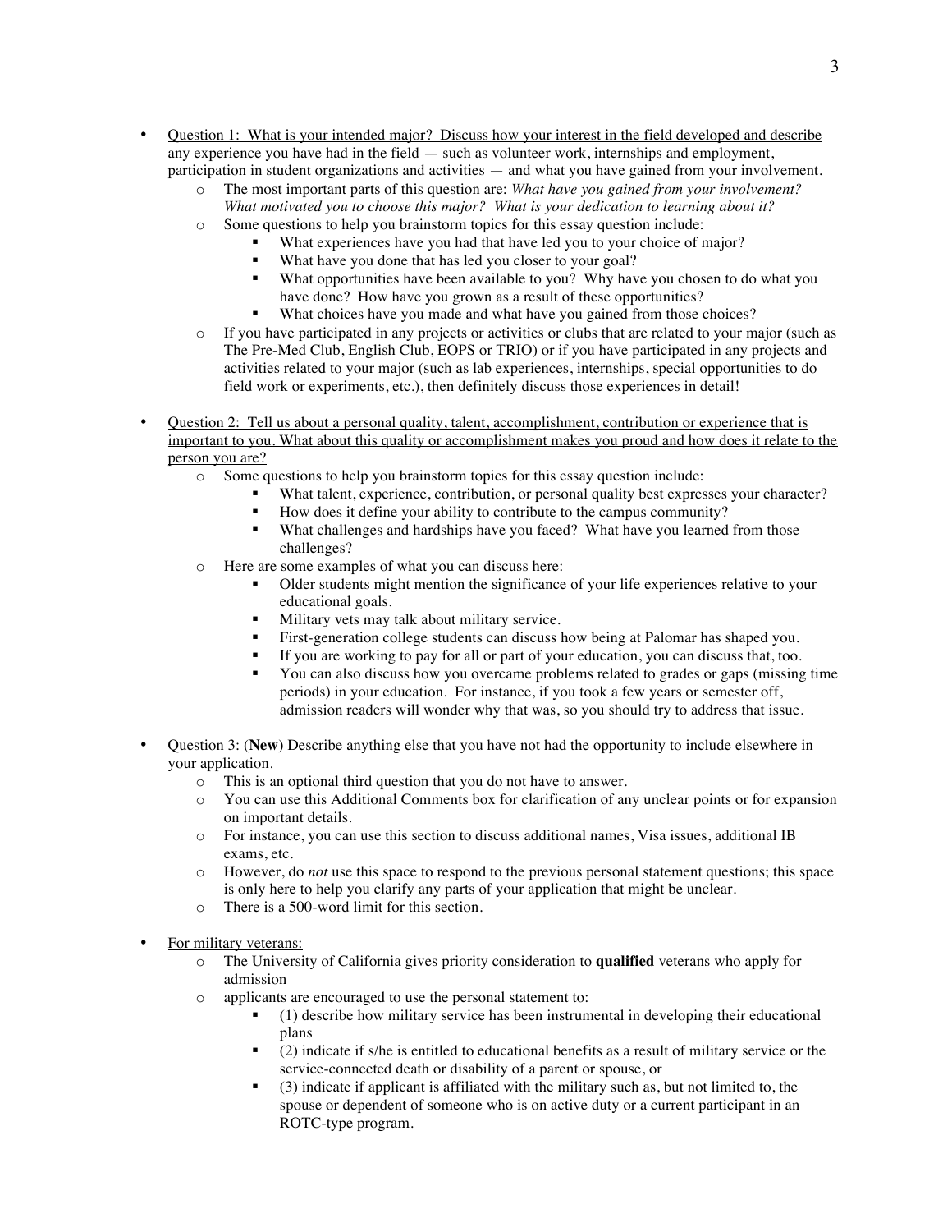- <u>Question 1: What is your intended major? Discuss how your interest in the field developed and describe any experience you have had in the field — such as volunteer work, internships and employment, participation in student organizations and activities — and what you have gained from your involvement.</u>
    - The most important parts of this question are: *What have you gained from your involvement? What motivated you to choose this major? What is your dedication to learning about it?*
    - Some questions to help you brainstorm topics for this essay question include:
        - What experiences have you had that have led you to your choice of major?
        - What have you done that has led you closer to your goal?
        - What opportunities have been available to you? Why have you chosen to do what you have done? How have you grown as a result of these opportunities?
        - What choices have you made and what have you gained from those choices?
    - If you have participated in any projects or activities or clubs that are related to your major (such as The Pre-Med Club, English Club, EOPS or TRIO) or if you have participated in any projects and activities related to your major (such as lab experiences, internships, special opportunities to do field work or experiments, etc.), then definitely discuss those experiences in detail!

- <u>Question 2: Tell us about a personal quality, talent, accomplishment, contribution or experience that is important to you. What about this quality or accomplishment makes you proud and how does it relate to the person you are?</u>
    - Some questions to help you brainstorm topics for this essay question include:
        - What talent, experience, contribution, or personal quality best expresses your character?
        - How does it define your ability to contribute to the campus community?
        - What challenges and hardships have you faced? What have you learned from those challenges?
    - Here are some examples of what you can discuss here:
        - Older students might mention the significance of your life experiences relative to your educational goals.
        - Military vets may talk about military service.
        - First-generation college students can discuss how being at Palomar has shaped you.
        - If you are working to pay for all or part of your education, you can discuss that, too.
        - You can also discuss how you overcame problems related to grades or gaps (missing time periods) in your education. For instance, if you took a few years or semester off, admission readers will wonder why that was, so you should try to address that issue.

- <u>Question 3: (**New**) Describe anything else that you have not had the opportunity to include elsewhere in your application.</u>
    - This is an optional third question that you do not have to answer.
    - You can use this Additional Comments box for clarification of any unclear points or for expansion on important details.
    - For instance, you can use this section to discuss additional names, Visa issues, additional IB exams, etc.
    - However, do *not* use this space to respond to the previous personal statement questions; this space is only here to help you clarify any parts of your application that might be unclear.
    - There is a 500-word limit for this section.

- <u>For military veterans:</u>
    - The University of California gives priority consideration to **qualified** veterans who apply for admission
    - applicants are encouraged to use the personal statement to:
        - (1) describe how military service has been instrumental in developing their educational plans
        - (2) indicate if s/he is entitled to educational benefits as a result of military service or the service-connected death or disability of a parent or spouse, or
        - (3) indicate if applicant is affiliated with the military such as, but not limited to, the spouse or dependent of someone who is on active duty or a current participant in an ROTC-type program.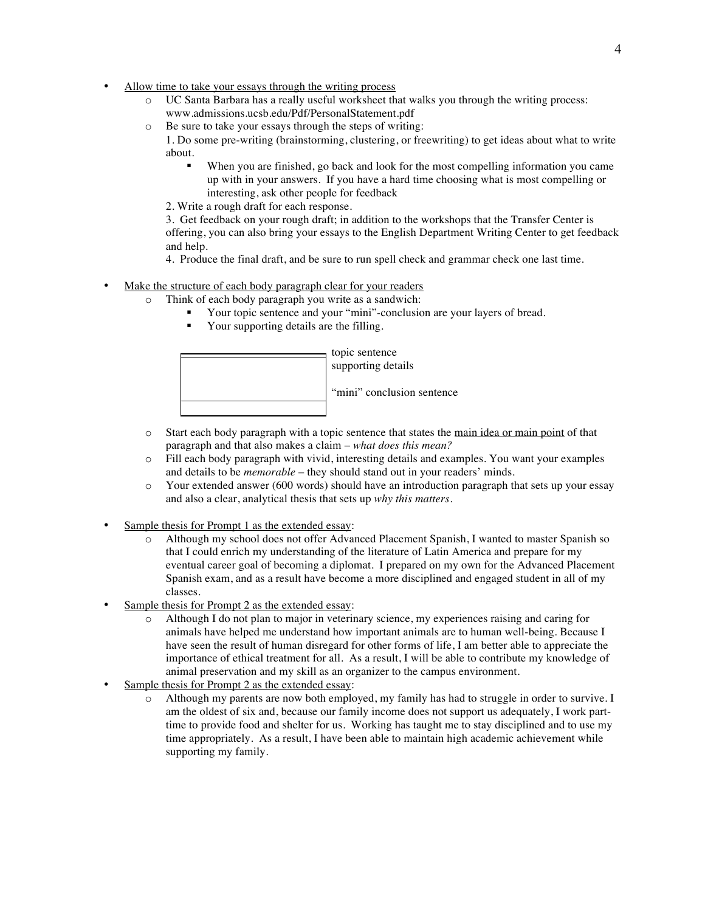- <u>Allow time to take your essays through the writing process</u>
  - UC Santa Barbara has a really useful worksheet that walks you through the writing process: www.admissions.ucsb.edu/Pdf/PersonalStatement.pdf
  - Be sure to take your essays through the steps of writing:

    1. Do some pre-writing (brainstorming, clustering, or freewriting) to get ideas about what to write about.
       - When you are finished, go back and look for the most compelling information you came up with in your answers. If you have a hard time choosing what is most compelling or interesting, ask other people for feedback
    2. Write a rough draft for each response.
    3. Get feedback on your rough draft; in addition to the workshops that the Transfer Center is offering, you can also bring your essays to the English Department Writing Center to get feedback and help.
    4. Produce the final draft, and be sure to run spell check and grammar check one last time.

- <u>Make the structure of each body paragraph clear for your readers</u>
  - Think of each body paragraph you write as a sandwich:
    - Your topic sentence and your "mini"-conclusion are your layers of bread.
    - Your supporting details are the filling.

    topic sentence
    supporting details

    "mini" conclusion sentence

  - Start each body paragraph with a topic sentence that states the <u>main idea or main point</u> of that paragraph and that also makes a claim – *what does this mean?*
  - Fill each body paragraph with vivid, interesting details and examples. You want your examples and details to be *memorable* – they should stand out in your readers' minds.
  - Your extended answer (600 words) should have an introduction paragraph that sets up your essay and also a clear, analytical thesis that sets up *why this matters*.

- <u>Sample thesis for Prompt 1 as the extended essay</u>:
  - Although my school does not offer Advanced Placement Spanish, I wanted to master Spanish so that I could enrich my understanding of the literature of Latin America and prepare for my eventual career goal of becoming a diplomat. I prepared on my own for the Advanced Placement Spanish exam, and as a result have become a more disciplined and engaged student in all of my classes.
- <u>Sample thesis for Prompt 2 as the extended essay</u>:
  - Although I do not plan to major in veterinary science, my experiences raising and caring for animals have helped me understand how important animals are to human well-being. Because I have seen the result of human disregard for other forms of life, I am better able to appreciate the importance of ethical treatment for all. As a result, I will be able to contribute my knowledge of animal preservation and my skill as an organizer to the campus environment.
- <u>Sample thesis for Prompt 2 as the extended essay</u>:
  - Although my parents are now both employed, my family has had to struggle in order to survive. I am the oldest of six and, because our family income does not support us adequately, I work part-time to provide food and shelter for us. Working has taught me to stay disciplined and to use my time appropriately. As a result, I have been able to maintain high academic achievement while supporting my family.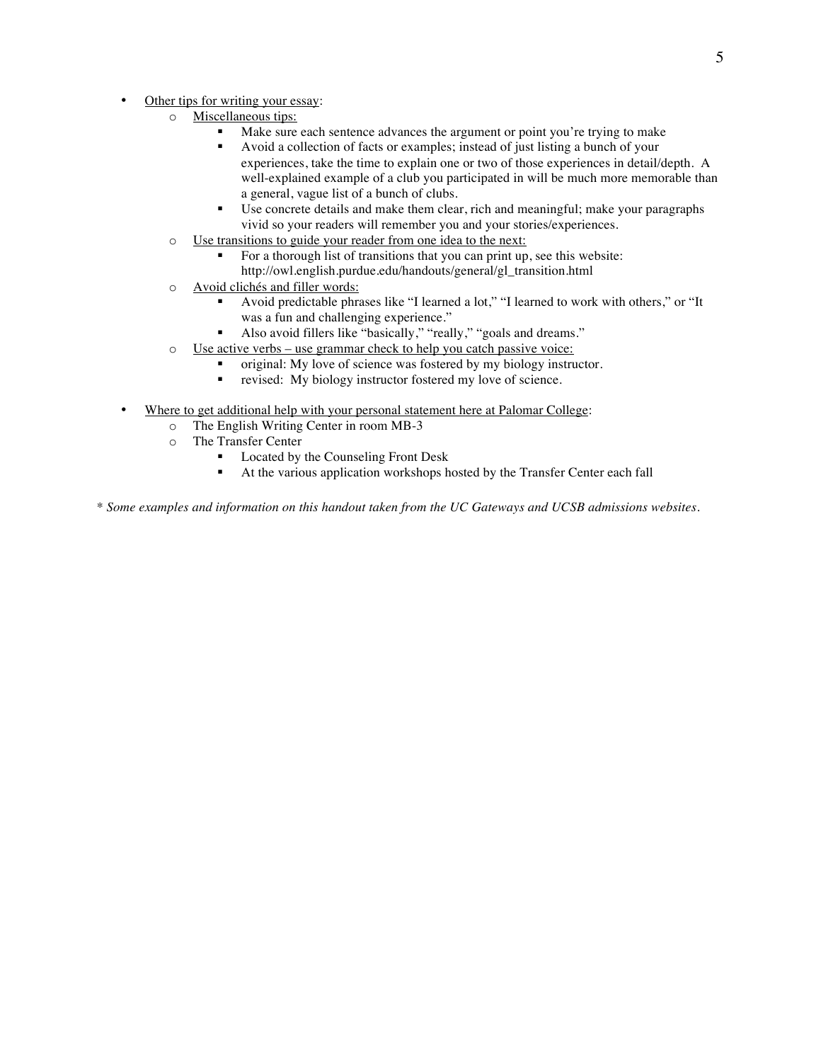- Other tips for writing your essay:
  - Miscellaneous tips:
    - Make sure each sentence advances the argument or point you're trying to make
    - Avoid a collection of facts or examples; instead of just listing a bunch of your experiences, take the time to explain one or two of those experiences in detail/depth. A well-explained example of a club you participated in will be much more memorable than a general, vague list of a bunch of clubs.
    - Use concrete details and make them clear, rich and meaningful; make your paragraphs vivid so your readers will remember you and your stories/experiences.
  - Use transitions to guide your reader from one idea to the next:
    - For a thorough list of transitions that you can print up, see this website: http://owl.english.purdue.edu/handouts/general/gl_transition.html
  - Avoid clichés and filler words:
    - Avoid predictable phrases like "I learned a lot," "I learned to work with others," or "It was a fun and challenging experience."
    - Also avoid fillers like "basically," "really," "goals and dreams."
  - Use active verbs – use grammar check to help you catch passive voice:
    - original: My love of science was fostered by my biology instructor.
    - revised: My biology instructor fostered my love of science.

- Where to get additional help with your personal statement here at Palomar College:
  - The English Writing Center in room MB-3
  - The Transfer Center
    - Located by the Counseling Front Desk
    - At the various application workshops hosted by the Transfer Center each fall

*\* Some examples and information on this handout taken from the UC Gateways and UCSB admissions websites.*